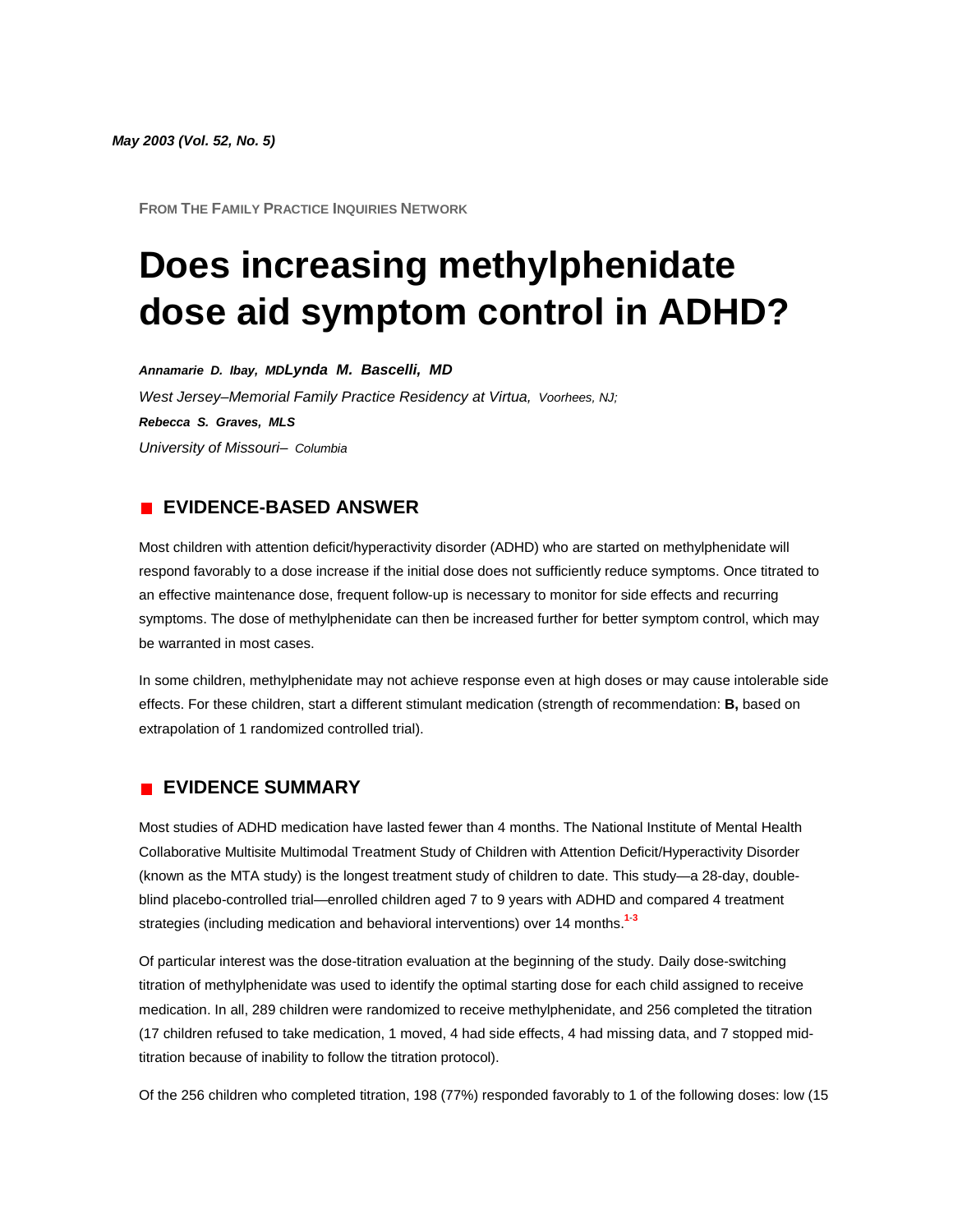*May 2003 (Vol. 52, No. 5)*

FROM THE FAMILY PRACTICE INQUIRIES NETWORK

# Does increasing methylphenidate dose aid symptom control in ADHD?

***Annamarie D. Ibay, MD*** ***Lynda M. Bascelli, MD***
*West Jersey–Memorial Family Practice Residency at Virtua, Voorhees, NJ;*
***Rebecca S. Graves, MLS***
*University of Missouri– Columbia*

## EVIDENCE-BASED ANSWER

Most children with attention deficit/hyperactivity disorder (ADHD) who are started on methylphenidate will respond favorably to a dose increase if the initial dose does not sufficiently reduce symptoms. Once titrated to an effective maintenance dose, frequent follow-up is necessary to monitor for side effects and recurring symptoms. The dose of methylphenidate can then be increased further for better symptom control, which may be warranted in most cases.

In some children, methylphenidate may not achieve response even at high doses or may cause intolerable side effects. For these children, start a different stimulant medication (strength of recommendation: **B,** based on extrapolation of 1 randomized controlled trial).

## EVIDENCE SUMMARY

Most studies of ADHD medication have lasted fewer than 4 months. The National Institute of Mental Health Collaborative Multisite Multimodal Treatment Study of Children with Attention Deficit/Hyperactivity Disorder (known as the MTA study) is the longest treatment study of children to date. This study—a 28-day, double-blind placebo-controlled trial—enrolled children aged 7 to 9 years with ADHD and compared 4 treatment strategies (including medication and behavioral interventions) over 14 months.[1-3]

Of particular interest was the dose-titration evaluation at the beginning of the study. Daily dose-switching titration of methylphenidate was used to identify the optimal starting dose for each child assigned to receive medication. In all, 289 children were randomized to receive methylphenidate, and 256 completed the titration (17 children refused to take medication, 1 moved, 4 had side effects, 4 had missing data, and 7 stopped mid-titration because of inability to follow the titration protocol).

Of the 256 children who completed titration, 198 (77%) responded favorably to 1 of the following doses: low (15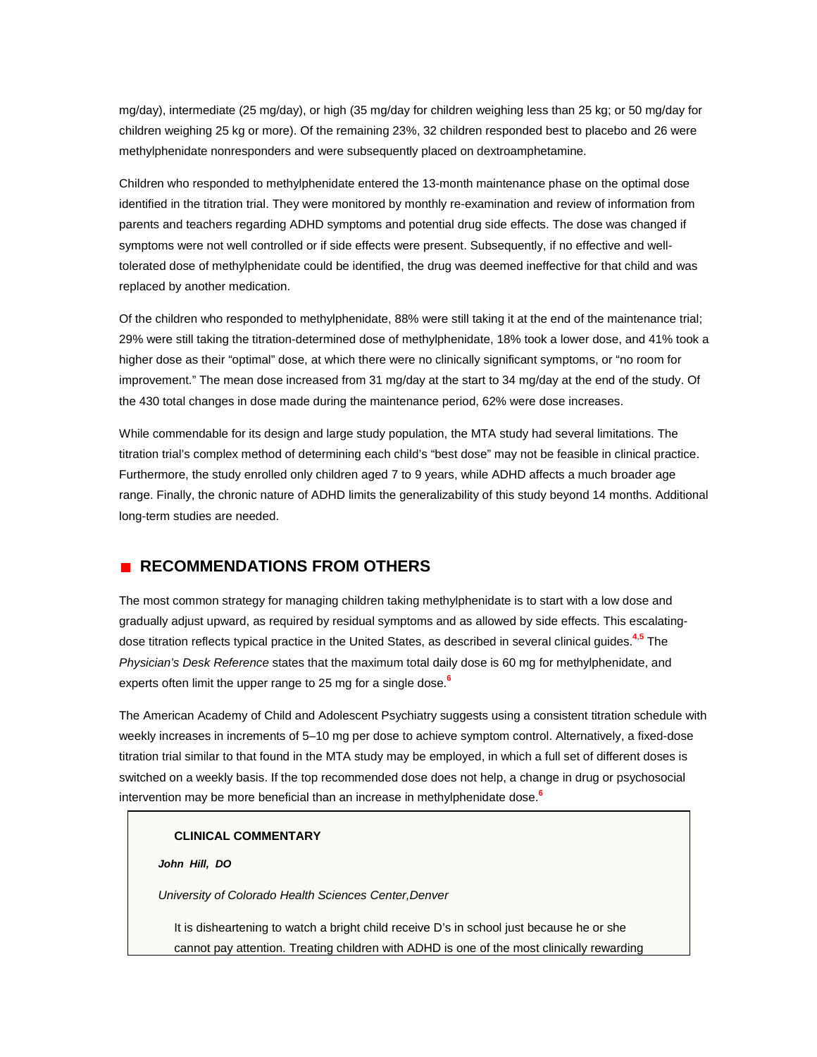mg/day), intermediate (25 mg/day), or high (35 mg/day for children weighing less than 25 kg; or 50 mg/day for children weighing 25 kg or more). Of the remaining 23%, 32 children responded best to placebo and 26 were methylphenidate nonresponders and were subsequently placed on dextroamphetamine.

Children who responded to methylphenidate entered the 13-month maintenance phase on the optimal dose identified in the titration trial. They were monitored by monthly re-examination and review of information from parents and teachers regarding ADHD symptoms and potential drug side effects. The dose was changed if symptoms were not well controlled or if side effects were present. Subsequently, if no effective and well-tolerated dose of methylphenidate could be identified, the drug was deemed ineffective for that child and was replaced by another medication.

Of the children who responded to methylphenidate, 88% were still taking it at the end of the maintenance trial; 29% were still taking the titration-determined dose of methylphenidate, 18% took a lower dose, and 41% took a higher dose as their "optimal" dose, at which there were no clinically significant symptoms, or "no room for improvement." The mean dose increased from 31 mg/day at the start to 34 mg/day at the end of the study. Of the 430 total changes in dose made during the maintenance period, 62% were dose increases.

While commendable for its design and large study population, the MTA study had several limitations. The titration trial's complex method of determining each child's "best dose" may not be feasible in clinical practice. Furthermore, the study enrolled only children aged 7 to 9 years, while ADHD affects a much broader age range. Finally, the chronic nature of ADHD limits the generalizability of this study beyond 14 months. Additional long-term studies are needed.

## RECOMMENDATIONS FROM OTHERS

The most common strategy for managing children taking methylphenidate is to start with a low dose and gradually adjust upward, as required by residual symptoms and as allowed by side effects. This escalating-dose titration reflects typical practice in the United States, as described in several clinical guides.[4,5] The *Physician's Desk Reference* states that the maximum total daily dose is 60 mg for methylphenidate, and experts often limit the upper range to 25 mg for a single dose.[6]

The American Academy of Child and Adolescent Psychiatry suggests using a consistent titration schedule with weekly increases in increments of 5–10 mg per dose to achieve symptom control. Alternatively, a fixed-dose titration trial similar to that found in the MTA study may be employed, in which a full set of different doses is switched on a weekly basis. If the top recommended dose does not help, a change in drug or psychosocial intervention may be more beneficial than an increase in methylphenidate dose.[6]

**CLINICAL COMMENTARY**

***John Hill, DO***

*University of Colorado Health Sciences Center,Denver*

It is disheartening to watch a bright child receive D's in school just because he or she cannot pay attention. Treating children with ADHD is one of the most clinically rewarding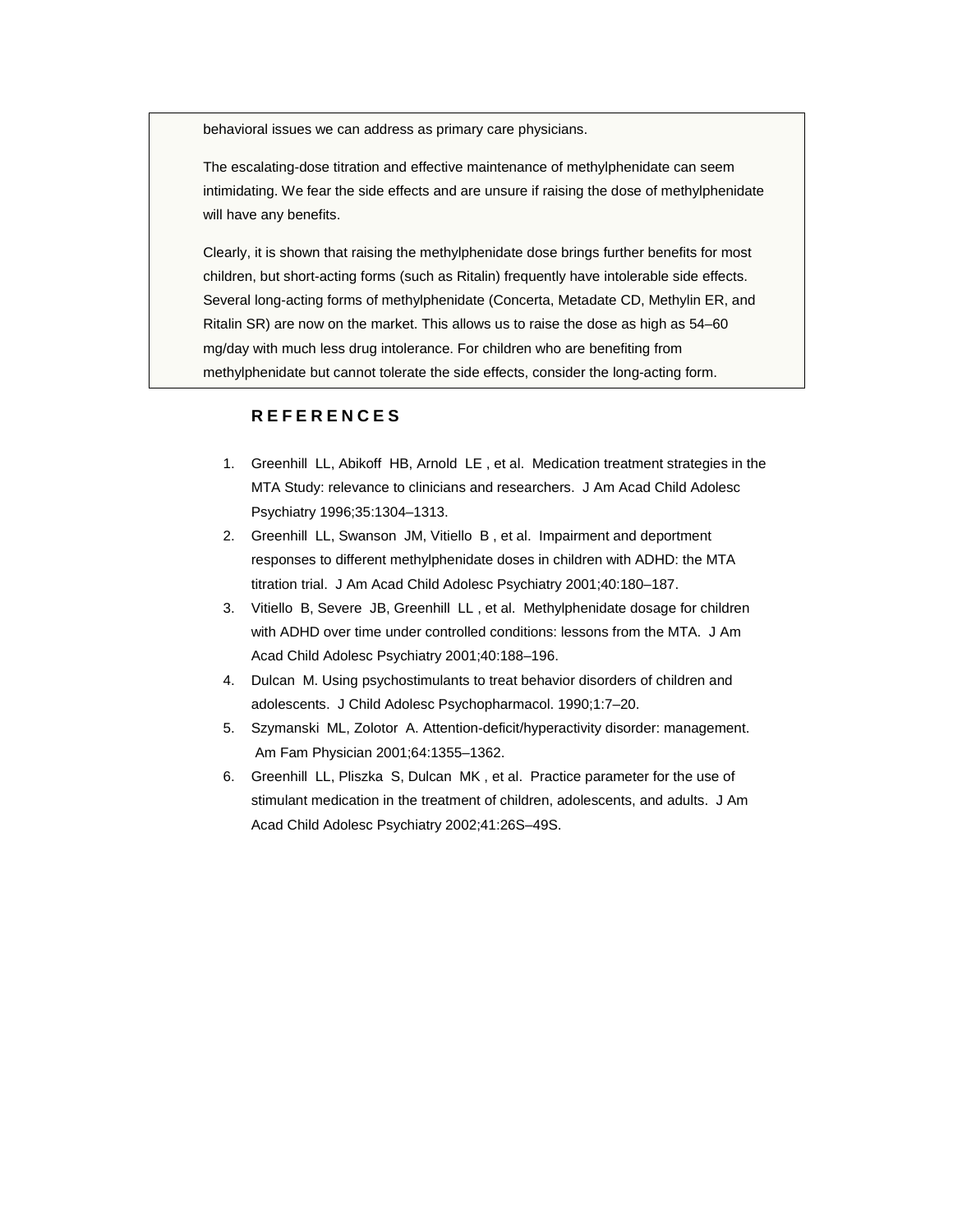behavioral issues we can address as primary care physicians.

The escalating-dose titration and effective maintenance of methylphenidate can seem intimidating. We fear the side effects and are unsure if raising the dose of methylphenidate will have any benefits.

Clearly, it is shown that raising the methylphenidate dose brings further benefits for most children, but short-acting forms (such as Ritalin) frequently have intolerable side effects. Several long-acting forms of methylphenidate (Concerta, Metadate CD, Methylin ER, and Ritalin SR) are now on the market. This allows us to raise the dose as high as 54–60 mg/day with much less drug intolerance. For children who are benefiting from methylphenidate but cannot tolerate the side effects, consider the long-acting form.

## REFERENCES

1. Greenhill LL, Abikoff HB, Arnold LE , et al. Medication treatment strategies in the MTA Study: relevance to clinicians and researchers. J Am Acad Child Adolesc Psychiatry 1996;35:1304–1313.
2. Greenhill LL, Swanson JM, Vitiello B , et al. Impairment and deportment responses to different methylphenidate doses in children with ADHD: the MTA titration trial. J Am Acad Child Adolesc Psychiatry 2001;40:180–187.
3. Vitiello B, Severe JB, Greenhill LL , et al. Methylphenidate dosage for children with ADHD over time under controlled conditions: lessons from the MTA. J Am Acad Child Adolesc Psychiatry 2001;40:188–196.
4. Dulcan M. Using psychostimulants to treat behavior disorders of children and adolescents. J Child Adolesc Psychopharmacol. 1990;1:7–20.
5. Szymanski ML, Zolotor A. Attention-deficit/hyperactivity disorder: management. Am Fam Physician 2001;64:1355–1362.
6. Greenhill LL, Pliszka S, Dulcan MK , et al. Practice parameter for the use of stimulant medication in the treatment of children, adolescents, and adults. J Am Acad Child Adolesc Psychiatry 2002;41:26S–49S.